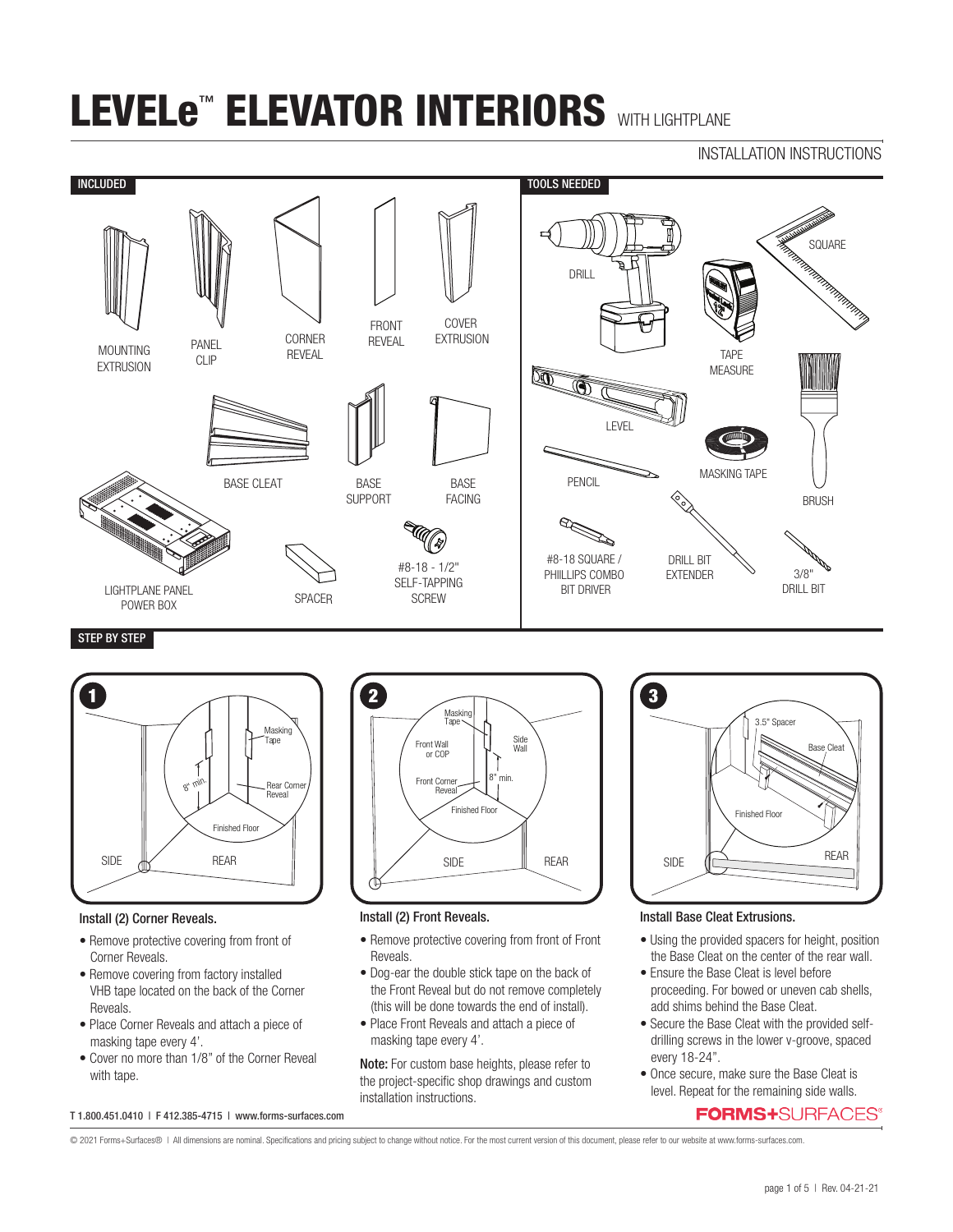# LEVELe™ ELEVATOR INTERIORS WITH LIGHTPLANE

INSTALLATION INSTRUCTIONS

## INCLUDED

- MOUNTING EXTRUSION
- PANEL CLIP
- CORNER REVEAL
- FRONT REVEAL
- COVER EXTRUSION
- BASE CLEAT
- BASE SUPPORT
- BASE FACING
- LIGHTPLANE PANEL POWER BOX
- SPACER
- #8-18 - 1/2" SELF-TAPPING SCREW

## TOOLS NEEDED

- DRILL
- SQUARE
- TAPE MEASURE
- LEVEL
- MASKING TAPE
- BRUSH
- PENCIL
- #8-18 SQUARE / PHIILLIPS COMBO BIT DRIVER
- DRILL BIT EXTENDER
- 3/8" DRILL BIT

## STEP BY STEP

### 1

Masking Tape, 8" min., Rear Corner Reveal, Finished Floor, SIDE, REAR

**Install (2) Corner Reveals.**

- Remove protective covering from front of Corner Reveals.
- Remove covering from factory installed VHB tape located on the back of the Corner Reveals.
- Place Corner Reveals and attach a piece of masking tape every 4'.
- Cover no more than 1/8" of the Corner Reveal with tape.

### 2

Masking Tape, Front Wall or COP, Side Wall, Front Corner Reveal, 8" min., Finished Floor, SIDE, REAR

**Install (2) Front Reveals.**

- Remove protective covering from front of Front Reveals.
- Dog-ear the double stick tape on the back of the Front Reveal but do not remove completely (this will be done towards the end of install).
- Place Front Reveals and attach a piece of masking tape every 4'.

**Note:** For custom base heights, please refer to the project-specific shop drawings and custom installation instructions.

### 3

3.5" Spacer, Base Cleat, Finished Floor, SIDE, REAR

**Install Base Cleat Extrusions.**

- Using the provided spacers for height, position the Base Cleat on the center of the rear wall.
- Ensure the Base Cleat is level before proceeding. For bowed or uneven cab shells, add shims behind the Base Cleat.
- Secure the Base Cleat with the provided self-drilling screws in the lower v-groove, spaced every 18-24".
- Once secure, make sure the Base Cleat is level. Repeat for the remaining side walls.

T 1.800.451.0410 | F 412.385-4715 | www.forms-surfaces.com

FORMS+SURFACES®

© 2021 Forms+Surfaces® | All dimensions are nominal. Specifications and pricing subject to change without notice. For the most current version of this document, please refer to our website at www.forms-surfaces.com.

Rev. 04-21-21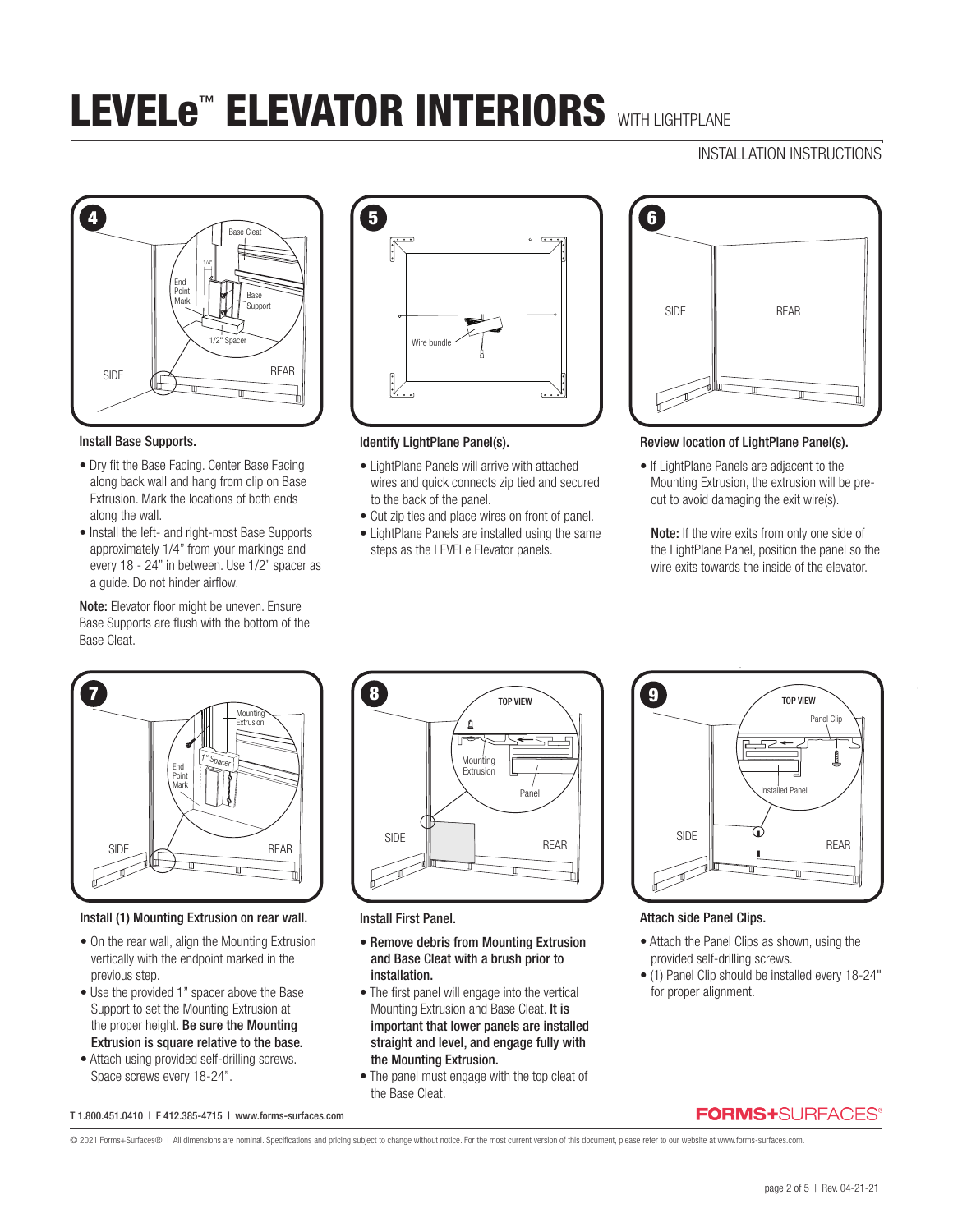# LEVELe™ ELEVATOR INTERIORS WITH LIGHTPLANE

INSTALLATION INSTRUCTIONS

### 4 Install Base Supports.

- Dry fit the Base Facing. Center Base Facing along back wall and hang from clip on Base Extrusion. Mark the locations of both ends along the wall.
- Install the left- and right-most Base Supports approximately 1/4" from your markings and every 18 - 24" in between. Use 1/2" spacer as a guide. Do not hinder airflow.

**Note:** Elevator floor might be uneven. Ensure Base Supports are flush with the bottom of the Base Cleat.

### 5 Identify LightPlane Panel(s).

- LightPlane Panels will arrive with attached wires and quick connects zip tied and secured to the back of the panel.
- Cut zip ties and place wires on front of panel.
- LightPlane Panels are installed using the same steps as the LEVELe Elevator panels.

### 6 Review location of LightPlane Panel(s).

- If LightPlane Panels are adjacent to the Mounting Extrusion, the extrusion will be pre-cut to avoid damaging the exit wire(s).

**Note:** If the wire exits from only one side of the LightPlane Panel, position the panel so the wire exits towards the inside of the elevator.

### 7 Install (1) Mounting Extrusion on rear wall.

- On the rear wall, align the Mounting Extrusion vertically with the endpoint marked in the previous step.
- Use the provided 1" spacer above the Base Support to set the Mounting Extrusion at the proper height. **Be sure the Mounting Extrusion is square relative to the base.**
- Attach using provided self-drilling screws. Space screws every 18-24".

### 8 Install First Panel.

- **Remove debris from Mounting Extrusion and Base Cleat with a brush prior to installation.**
- The first panel will engage into the vertical Mounting Extrusion and Base Cleat. **It is important that lower panels are installed straight and level, and engage fully with the Mounting Extrusion.**
- The panel must engage with the top cleat of the Base Cleat.

### 9 Attach side Panel Clips.

- Attach the Panel Clips as shown, using the provided self-drilling screws.
- (1) Panel Clip should be installed every 18-24" for proper alignment.

T 1.800.451.0410 | F 412.385-4715 | www.forms-surfaces.com

FORMS+SURFACES®

© 2021 Forms+Surfaces® | All dimensions are nominal. Specifications and pricing subject to change without notice. For the most current version of this document, please refer to our website at www.forms-surfaces.com.

Rev. 04-21-21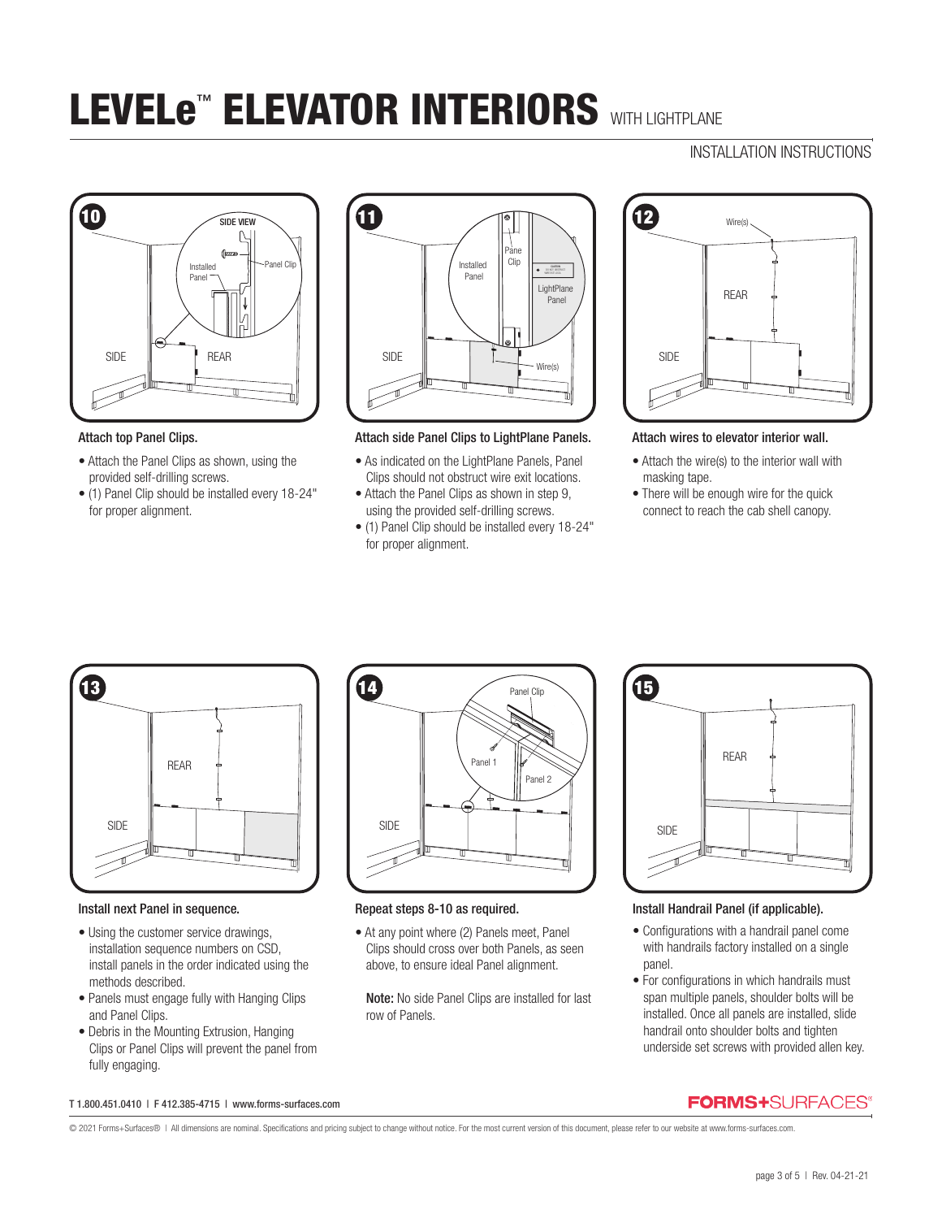# LEVELe™ ELEVATOR INTERIORS WITH LIGHTPLANE

INSTALLATION INSTRUCTIONS

### 10 Attach top Panel Clips.

- Attach the Panel Clips as shown, using the provided self-drilling screws.
- (1) Panel Clip should be installed every 18-24" for proper alignment.

### 11 Attach side Panel Clips to LightPlane Panels.

- As indicated on the LightPlane Panels, Panel Clips should not obstruct wire exit locations.
- Attach the Panel Clips as shown in step 9, using the provided self-drilling screws.
- (1) Panel Clip should be installed every 18-24" for proper alignment.

### 12 Attach wires to elevator interior wall.

- Attach the wire(s) to the interior wall with masking tape.
- There will be enough wire for the quick connect to reach the cab shell canopy.

### 13 Install next Panel in sequence.

- Using the customer service drawings, installation sequence numbers on CSD, install panels in the order indicated using the methods described.
- Panels must engage fully with Hanging Clips and Panel Clips.
- Debris in the Mounting Extrusion, Hanging Clips or Panel Clips will prevent the panel from fully engaging.

### 14 Repeat steps 8-10 as required.

- At any point where (2) Panels meet, Panel Clips should cross over both Panels, as seen above, to ensure ideal Panel alignment.

**Note:** No side Panel Clips are installed for last row of Panels.

### 15 Install Handrail Panel (if applicable).

- Configurations with a handrail panel come with handrails factory installed on a single panel.
- For configurations in which handrails must span multiple panels, shoulder bolts will be installed. Once all panels are installed, slide handrail onto shoulder bolts and tighten underside set screws with provided allen key.

T 1.800.451.0410 | F 412.385-4715 | www.forms-surfaces.com

FORMS+SURFACES®

© 2021 Forms+Surfaces® | All dimensions are nominal. Specifications and pricing subject to change without notice. For the most current version of this document, please refer to our website at www.forms-surfaces.com.

Rev. 04-21-21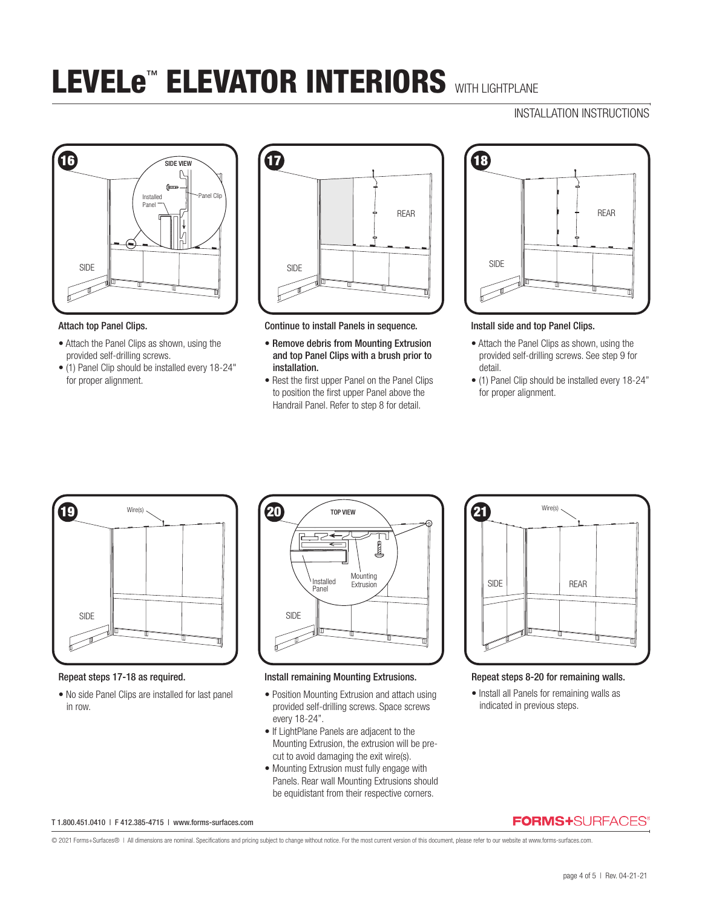# LEVELe™ ELEVATOR INTERIORS WITH LIGHTPLANE

INSTALLATION INSTRUCTIONS

**16**

Attach top Panel Clips.

- Attach the Panel Clips as shown, using the provided self-drilling screws.
- (1) Panel Clip should be installed every 18-24" for proper alignment.

**17**

Continue to install Panels in sequence.

- **Remove debris from Mounting Extrusion and top Panel Clips with a brush prior to installation.**
- Rest the first upper Panel on the Panel Clips to position the first upper Panel above the Handrail Panel. Refer to step 8 for detail.

**18**

Install side and top Panel Clips.

- Attach the Panel Clips as shown, using the provided self-drilling screws. See step 9 for detail.
- (1) Panel Clip should be installed every 18-24" for proper alignment.

**19**

Repeat steps 17-18 as required.

- No side Panel Clips are installed for last panel in row.

**20**

Install remaining Mounting Extrusions.

- Position Mounting Extrusion and attach using provided self-drilling screws. Space screws every 18-24".
- If LightPlane Panels are adjacent to the Mounting Extrusion, the extrusion will be pre-cut to avoid damaging the exit wire(s).
- Mounting Extrusion must fully engage with Panels. Rear wall Mounting Extrusions should be equidistant from their respective corners.

**21**

Repeat steps 8-20 for remaining walls.

- Install all Panels for remaining walls as indicated in previous steps.

T 1.800.451.0410 | F 412.385-4715 | www.forms-surfaces.com

FORMS+SURFACES®

© 2021 Forms+Surfaces® | All dimensions are nominal. Specifications and pricing subject to change without notice. For the most current version of this document, please refer to our website at www.forms-surfaces.com.

Rev. 04-21-21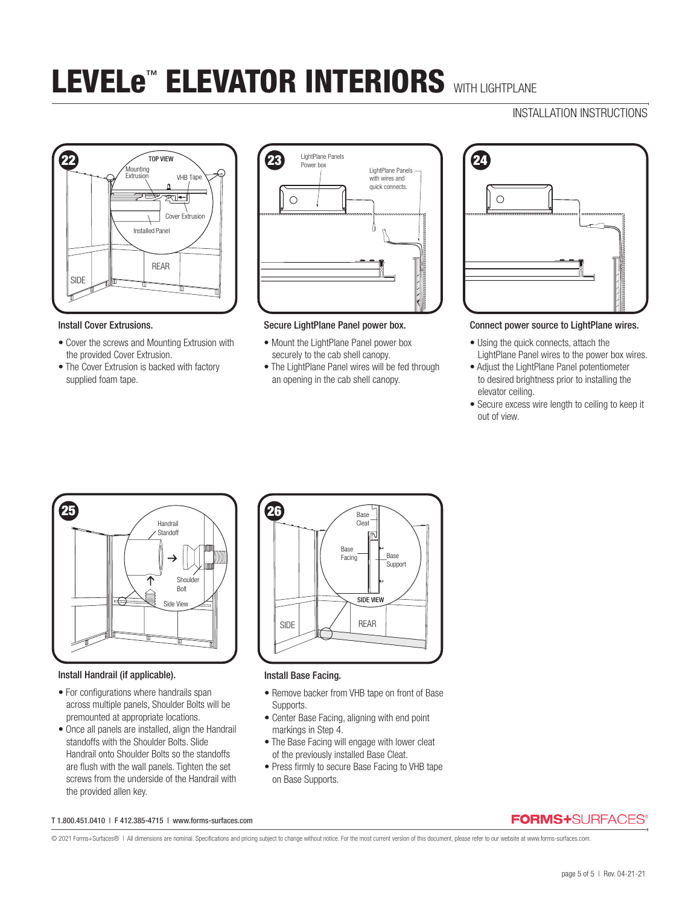# LEVELe™ ELEVATOR INTERIORS WITH LIGHTPLANE

INSTALLATION INSTRUCTIONS

22

TOP VIEW
Mounting Extrusion
VHB Tape
Cover Extrusion
Installed Panel
REAR
SIDE

**Install Cover Extrusions.**

- Cover the screws and Mounting Extrusion with the provided Cover Extrusion.
- The Cover Extrusion is backed with factory supplied foam tape.

23

LightPlane Panels Power box
LightPlane Panels with wires and quick connects.

**Secure LightPlane Panel power box.**

- Mount the LightPlane Panel power box securely to the cab shell canopy.
- The LightPlane Panel wires will be fed through an opening in the cab shell canopy.

24

**Connect power source to LightPlane wires.**

- Using the quick connects, attach the LightPlane Panel wires to the power box wires.
- Adjust the LightPlane Panel potentiometer to desired brightness prior to installing the elevator ceiling.
- Secure excess wire length to ceiling to keep it out of view.

25

Handrail Standoff
Shoulder Bolt
Side View

**Install Handrail (if applicable).**

- For configurations where handrails span across multiple panels, Shoulder Bolts will be premounted at appropriate locations.
- Once all panels are installed, align the Handrail standoffs with the Shoulder Bolts. Slide Handrail onto Shoulder Bolts so the standoffs are flush with the wall panels. Tighten the set screws from the underside of the Handrail with the provided allen key.

26

Base Cleat
Base Facing
Base Support
SIDE VIEW
SIDE
REAR

**Install Base Facing.**

- Remove backer from VHB tape on front of Base Supports.
- Center Base Facing, aligning with end point markings in Step 4.
- The Base Facing will engage with lower cleat of the previously installed Base Cleat.
- Press firmly to secure Base Facing to VHB tape on Base Supports.

T 1.800.451.0410 | F 412.385-4715 | www.forms-surfaces.com

FORMS+SURFACES®

© 2021 Forms+Surfaces® | All dimensions are nominal. Specifications and pricing subject to change without notice. For the most current version of this document, please refer to our website at www.forms-surfaces.com.

Rev. 04-21-21